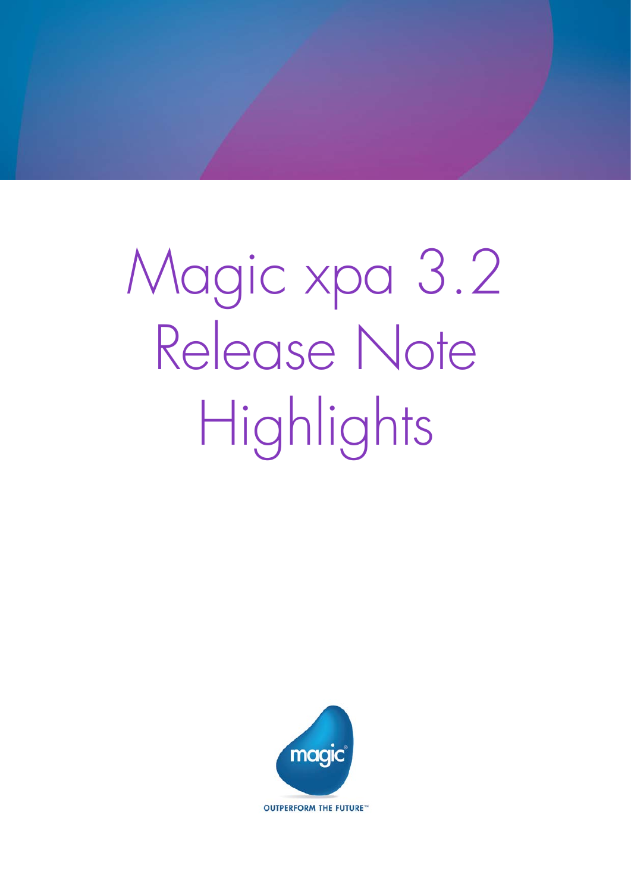# Magic xpa 3.2 Release Note Highlights

OUTPERFORM THE FUTURE™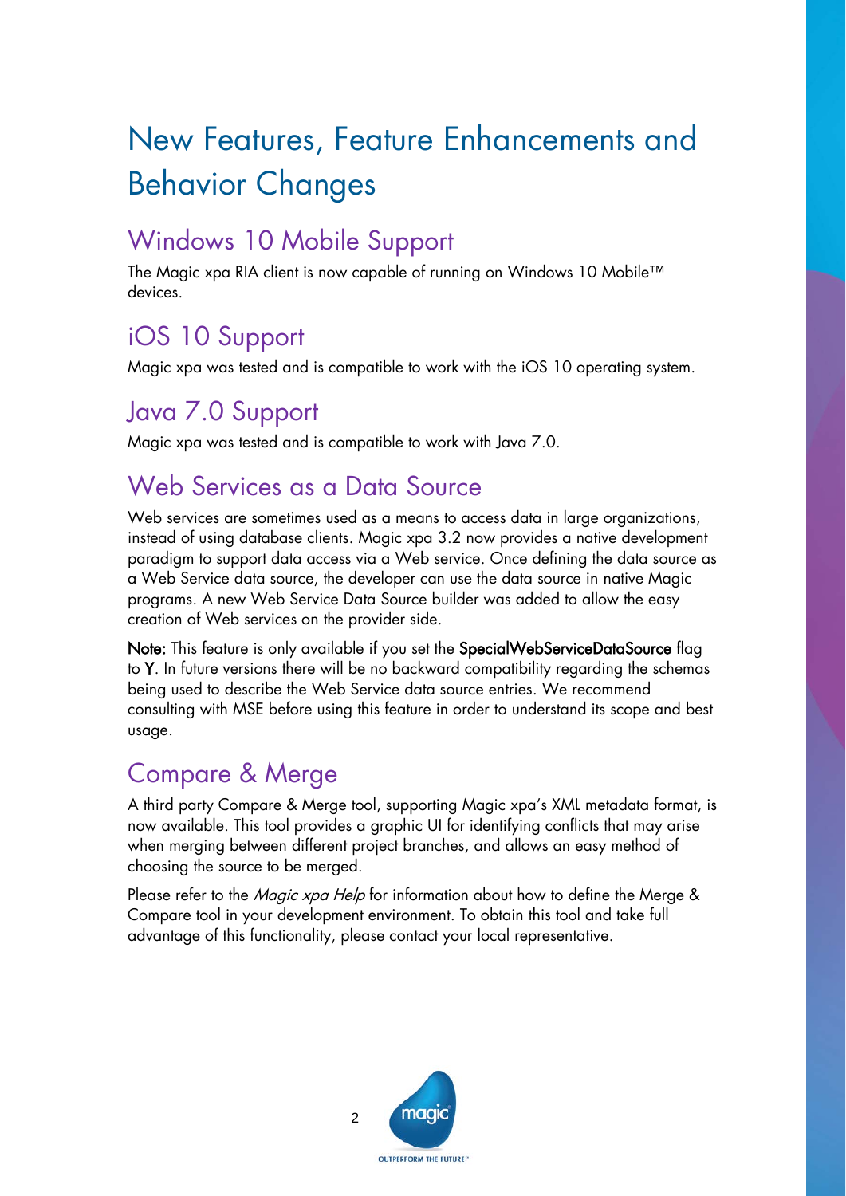# New Features, Feature Enhancements and Behavior Changes

## Windows 10 Mobile Support

The Magic xpa RIA client is now capable of running on Windows 10 Mobile™ devices.

## iOS 10 Support

Magic xpa was tested and is compatible to work with the iOS 10 operating system.

## Java 7.0 Support

Magic xpa was tested and is compatible to work with Java 7.0.

## Web Services as a Data Source

Web services are sometimes used as a means to access data in large organizations, instead of using database clients. Magic xpa 3.2 now provides a native development paradigm to support data access via a Web service. Once defining the data source as a Web Service data source, the developer can use the data source in native Magic programs. A new Web Service Data Source builder was added to allow the easy creation of Web services on the provider side.

**Note:** This feature is only available if you set the **SpecialWebServiceDataSource** flag to **Y**. In future versions there will be no backward compatibility regarding the schemas being used to describe the Web Service data source entries. We recommend consulting with MSE before using this feature in order to understand its scope and best usage.

## Compare & Merge

A third party Compare & Merge tool, supporting Magic xpa's XML metadata format, is now available. This tool provides a graphic UI for identifying conflicts that may arise when merging between different project branches, and allows an easy method of choosing the source to be merged.

Please refer to the *Magic xpa Help* for information about how to define the Merge & Compare tool in your development environment. To obtain this tool and take full advantage of this functionality, please contact your local representative.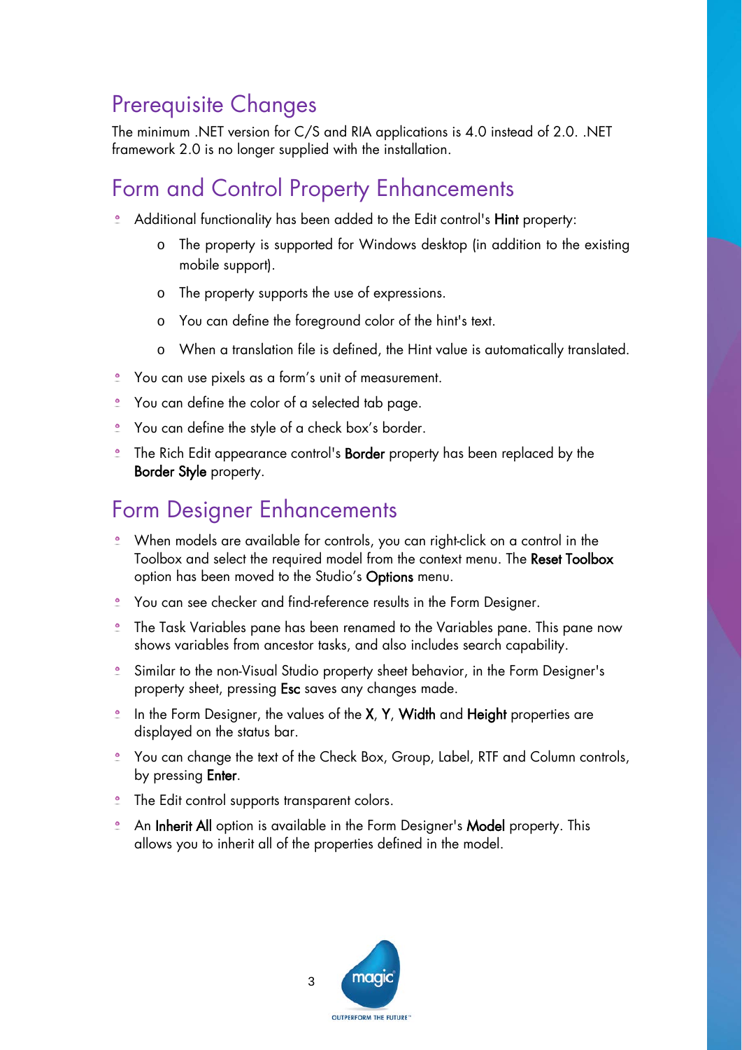## Prerequisite Changes

The minimum .NET version for C/S and RIA applications is 4.0 instead of 2.0. .NET framework 2.0 is no longer supplied with the installation.

## Form and Control Property Enhancements

- Additional functionality has been added to the Edit control's **Hint** property:
  - The property is supported for Windows desktop (in addition to the existing mobile support).
  - The property supports the use of expressions.
  - You can define the foreground color of the hint's text.
  - When a translation file is defined, the Hint value is automatically translated.
- You can use pixels as a form's unit of measurement.
- You can define the color of a selected tab page.
- You can define the style of a check box's border.
- The Rich Edit appearance control's **Border** property has been replaced by the **Border Style** property.

## Form Designer Enhancements

- When models are available for controls, you can right-click on a control in the Toolbox and select the required model from the context menu. The **Reset Toolbox** option has been moved to the Studio's **Options** menu.
- You can see checker and find-reference results in the Form Designer.
- The Task Variables pane has been renamed to the Variables pane. This pane now shows variables from ancestor tasks, and also includes search capability.
- Similar to the non-Visual Studio property sheet behavior, in the Form Designer's property sheet, pressing **Esc** saves any changes made.
- In the Form Designer, the values of the **X**, **Y**, **Width** and **Height** properties are displayed on the status bar.
- You can change the text of the Check Box, Group, Label, RTF and Column controls, by pressing **Enter**.
- The Edit control supports transparent colors.
- An **Inherit All** option is available in the Form Designer's **Model** property. This allows you to inherit all of the properties defined in the model.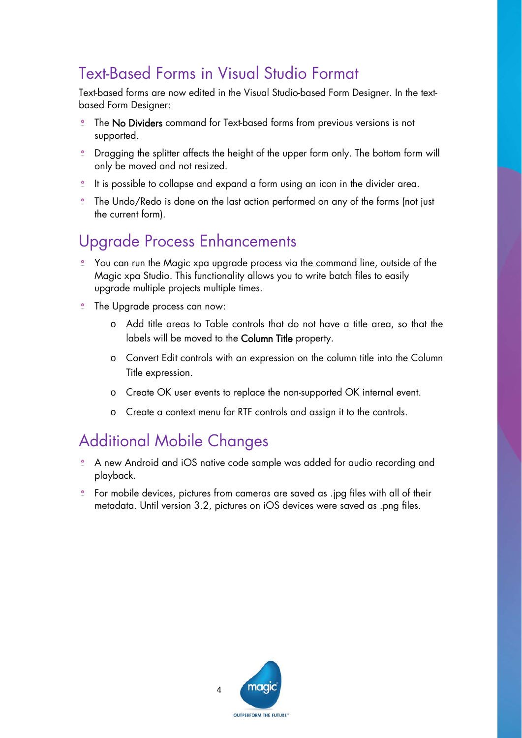## Text-Based Forms in Visual Studio Format

Text-based forms are now edited in the Visual Studio-based Form Designer. In the text-based Form Designer:

- The **No Dividers** command for Text-based forms from previous versions is not supported.
- Dragging the splitter affects the height of the upper form only. The bottom form will only be moved and not resized.
- It is possible to collapse and expand a form using an icon in the divider area.
- The Undo/Redo is done on the last action performed on any of the forms (not just the current form).

## Upgrade Process Enhancements

- You can run the Magic xpa upgrade process via the command line, outside of the Magic xpa Studio. This functionality allows you to write batch files to easily upgrade multiple projects multiple times.
- The Upgrade process can now:
  - Add title areas to Table controls that do not have a title area, so that the labels will be moved to the **Column Title** property.
  - Convert Edit controls with an expression on the column title into the Column Title expression.
  - Create OK user events to replace the non-supported OK internal event.
  - Create a context menu for RTF controls and assign it to the controls.

## Additional Mobile Changes

- A new Android and iOS native code sample was added for audio recording and playback.
- For mobile devices, pictures from cameras are saved as .jpg files with all of their metadata. Until version 3.2, pictures on iOS devices were saved as .png files.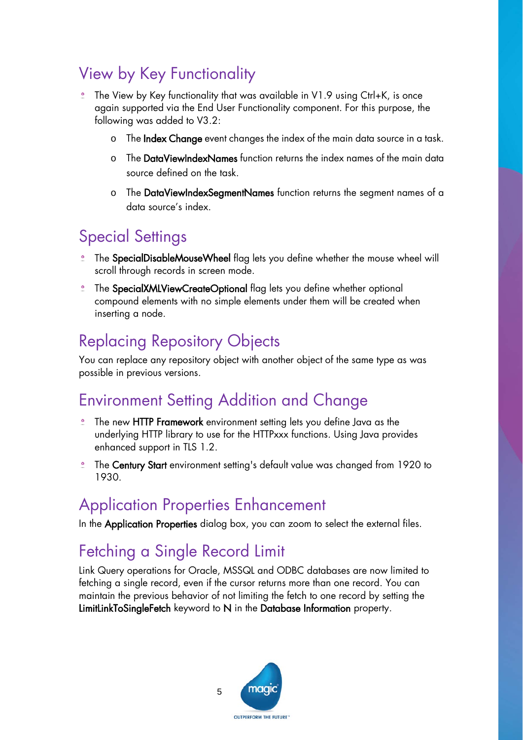## View by Key Functionality

- The View by Key functionality that was available in V1.9 using Ctrl+K, is once again supported via the End User Functionality component. For this purpose, the following was added to V3.2:
  - The **Index Change** event changes the index of the main data source in a task.
  - The **DataViewIndexNames** function returns the index names of the main data source defined on the task.
  - The **DataViewIndexSegmentNames** function returns the segment names of a data source's index.

## Special Settings

- The **SpecialDisableMouseWheel** flag lets you define whether the mouse wheel will scroll through records in screen mode.
- The **SpecialXMLViewCreateOptional** flag lets you define whether optional compound elements with no simple elements under them will be created when inserting a node.

## Replacing Repository Objects

You can replace any repository object with another object of the same type as was possible in previous versions.

## Environment Setting Addition and Change

- The new **HTTP Framework** environment setting lets you define Java as the underlying HTTP library to use for the HTTPxxx functions. Using Java provides enhanced support in TLS 1.2.
- The **Century Start** environment setting's default value was changed from 1920 to 1930.

## Application Properties Enhancement

In the **Application Properties** dialog box, you can zoom to select the external files.

## Fetching a Single Record Limit

Link Query operations for Oracle, MSSQL and ODBC databases are now limited to fetching a single record, even if the cursor returns more than one record. You can maintain the previous behavior of not limiting the fetch to one record by setting the **LimitLinkToSingleFetch** keyword to **N** in the **Database Information** property.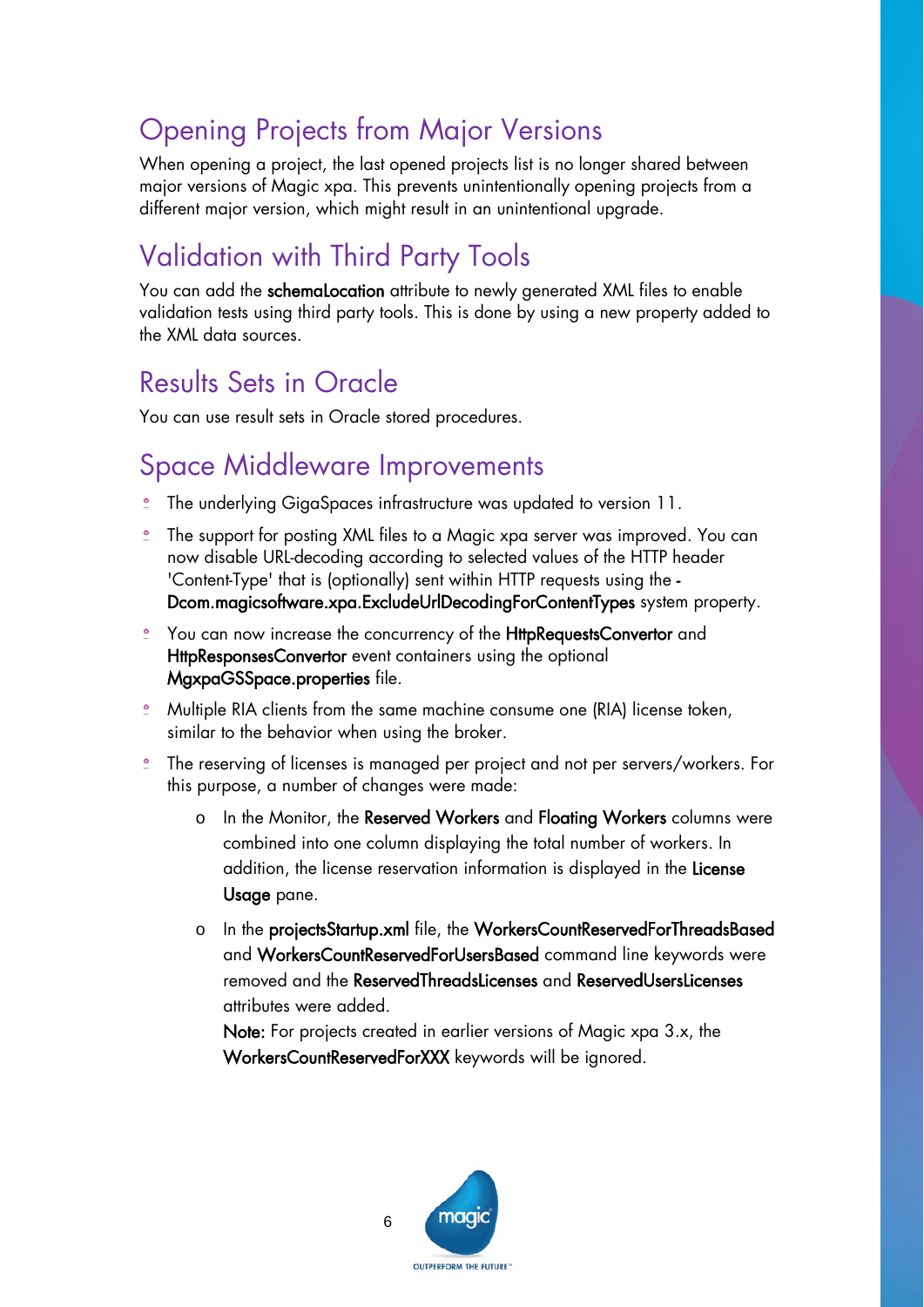## Opening Projects from Major Versions

When opening a project, the last opened projects list is no longer shared between major versions of Magic xpa. This prevents unintentionally opening projects from a different major version, which might result in an unintentional upgrade.

## Validation with Third Party Tools

You can add the **schemaLocation** attribute to newly generated XML files to enable validation tests using third party tools. This is done by using a new property added to the XML data sources.

## Results Sets in Oracle

You can use result sets in Oracle stored procedures.

## Space Middleware Improvements

- The underlying GigaSpaces infrastructure was updated to version 11.
- The support for posting XML files to a Magic xpa server was improved. You can now disable URL-decoding according to selected values of the HTTP header 'Content-Type' that is (optionally) sent within HTTP requests using the **-Dcom.magicsoftware.xpa.ExcludeUrlDecodingForContentTypes** system property.
- You can now increase the concurrency of the **HttpRequestsConvertor** and **HttpResponsesConvertor** event containers using the optional **MgxpaGSSpace.properties** file.
- Multiple RIA clients from the same machine consume one (RIA) license token, similar to the behavior when using the broker.
- The reserving of licenses is managed per project and not per servers/workers. For this purpose, a number of changes were made:
  - In the Monitor, the **Reserved Workers** and **Floating Workers** columns were combined into one column displaying the total number of workers. In addition, the license reservation information is displayed in the **License Usage** pane.
  - In the **projectsStartup.xml** file, the **WorkersCountReservedForThreadsBased** and **WorkersCountReservedForUsersBased** command line keywords were removed and the **ReservedThreadsLicenses** and **ReservedUsersLicenses** attributes were added.

    **Note:** For projects created in earlier versions of Magic xpa 3.x, the **WorkersCountReservedForXXX** keywords will be ignored.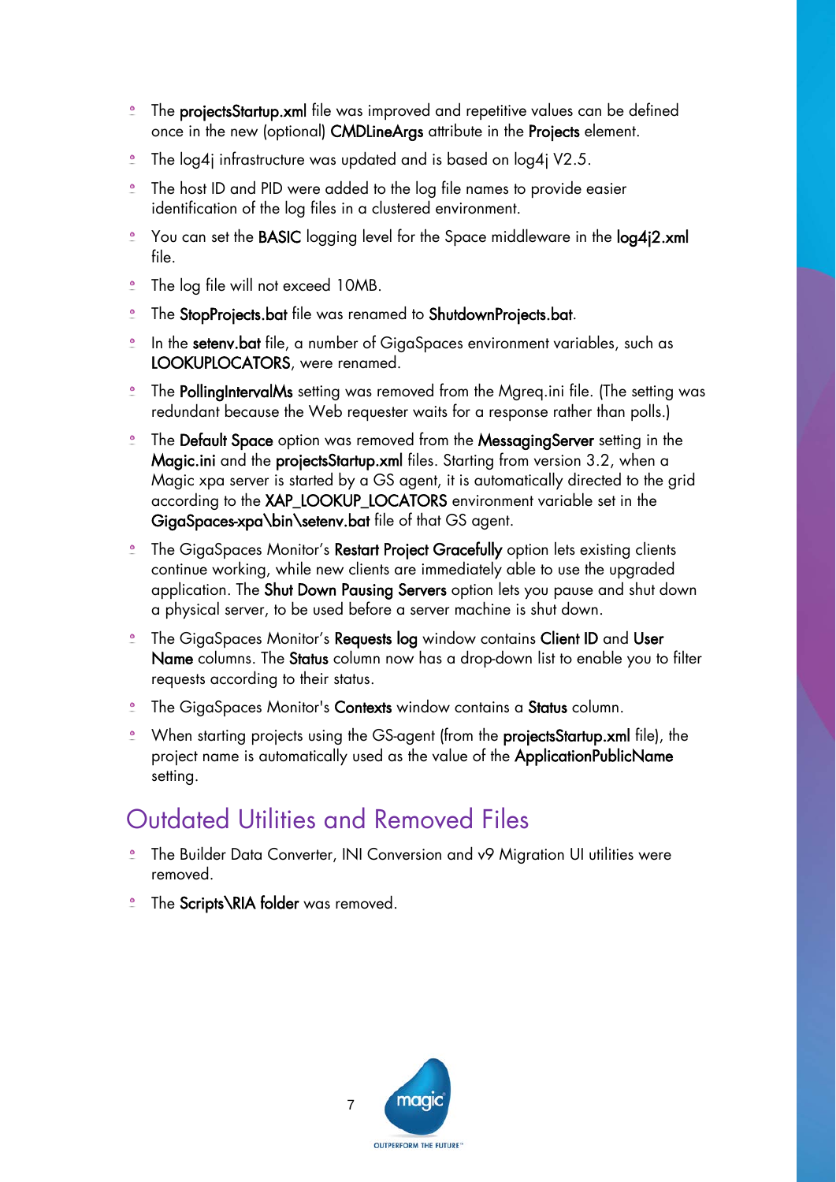- The **projectsStartup.xml** file was improved and repetitive values can be defined once in the new (optional) **CMDLineArgs** attribute in the **Projects** element.
- The log4j infrastructure was updated and is based on log4j V2.5.
- The host ID and PID were added to the log file names to provide easier identification of the log files in a clustered environment.
- You can set the **BASIC** logging level for the Space middleware in the **log4j2.xml** file.
- The log file will not exceed 10MB.
- The **StopProjects.bat** file was renamed to **ShutdownProjects.bat**.
- In the **setenv.bat** file, a number of GigaSpaces environment variables, such as **LOOKUPLOCATORS**, were renamed.
- The **PollingIntervalMs** setting was removed from the Mgreq.ini file. (The setting was redundant because the Web requester waits for a response rather than polls.)
- The **Default Space** option was removed from the **MessagingServer** setting in the **Magic.ini** and the **projectsStartup.xml** files. Starting from version 3.2, when a Magic xpa server is started by a GS agent, it is automatically directed to the grid according to the **XAP_LOOKUP_LOCATORS** environment variable set in the **GigaSpaces-xpa\bin\setenv.bat** file of that GS agent.
- The GigaSpaces Monitor's **Restart Project Gracefully** option lets existing clients continue working, while new clients are immediately able to use the upgraded application. The **Shut Down Pausing Servers** option lets you pause and shut down a physical server, to be used before a server machine is shut down.
- The GigaSpaces Monitor's **Requests log** window contains **Client ID** and **User Name** columns. The **Status** column now has a drop-down list to enable you to filter requests according to their status.
- The GigaSpaces Monitor's **Contexts** window contains a **Status** column.
- When starting projects using the GS-agent (from the **projectsStartup.xml** file), the project name is automatically used as the value of the **ApplicationPublicName** setting.

## Outdated Utilities and Removed Files

- The Builder Data Converter, INI Conversion and v9 Migration UI utilities were removed.
- The **Scripts\RIA folder** was removed.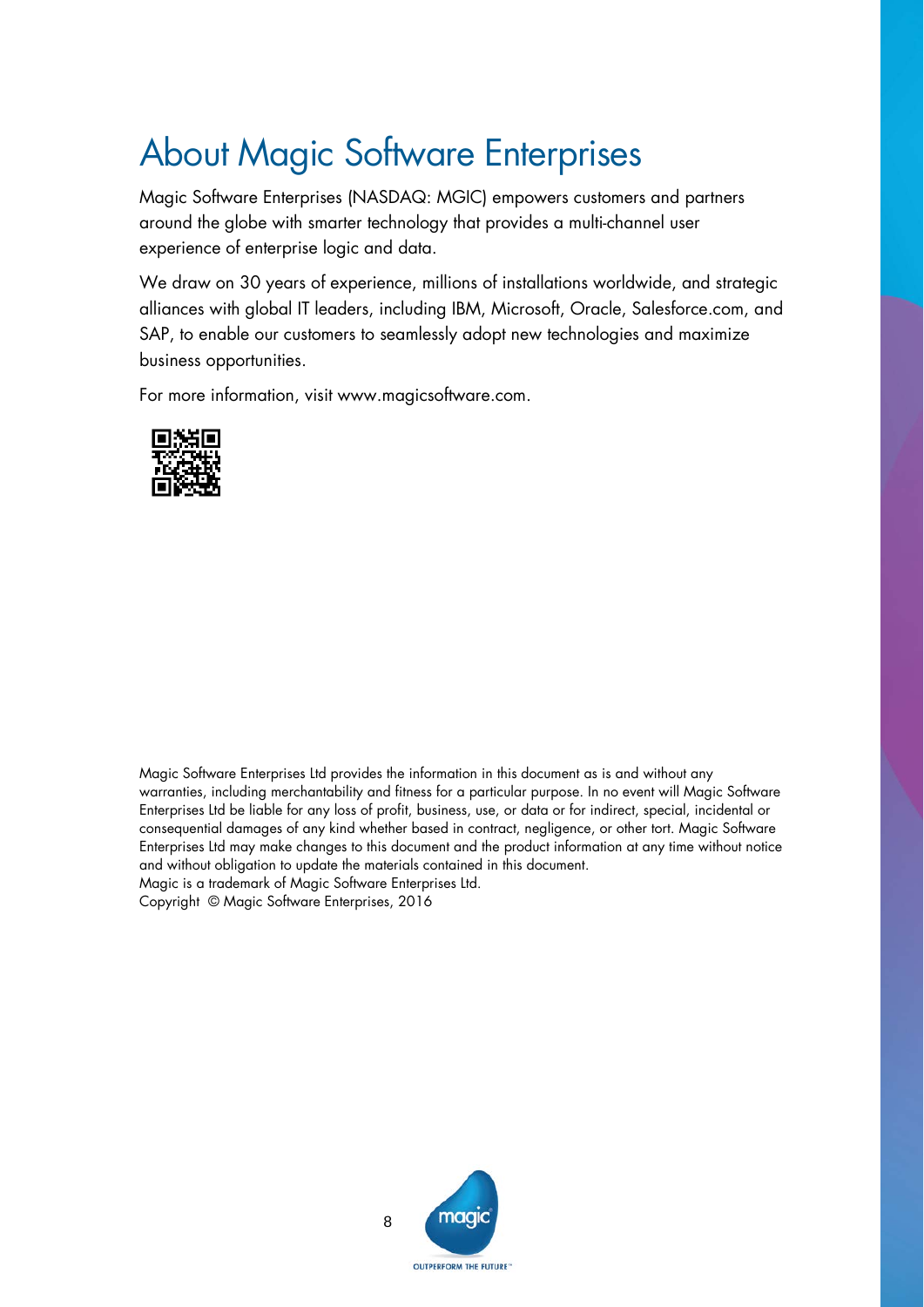# About Magic Software Enterprises

Magic Software Enterprises (NASDAQ: MGIC) empowers customers and partners around the globe with smarter technology that provides a multi-channel user experience of enterprise logic and data.

We draw on 30 years of experience, millions of installations worldwide, and strategic alliances with global IT leaders, including IBM, Microsoft, Oracle, Salesforce.com, and SAP, to enable our customers to seamlessly adopt new technologies and maximize business opportunities.

For more information, visit www.magicsoftware.com.

Magic Software Enterprises Ltd provides the information in this document as is and without any warranties, including merchantability and fitness for a particular purpose. In no event will Magic Software Enterprises Ltd be liable for any loss of profit, business, use, or data or for indirect, special, incidental or consequential damages of any kind whether based in contract, negligence, or other tort. Magic Software Enterprises Ltd may make changes to this document and the product information at any time without notice and without obligation to update the materials contained in this document.
Magic is a trademark of Magic Software Enterprises Ltd.
Copyright © Magic Software Enterprises, 2016